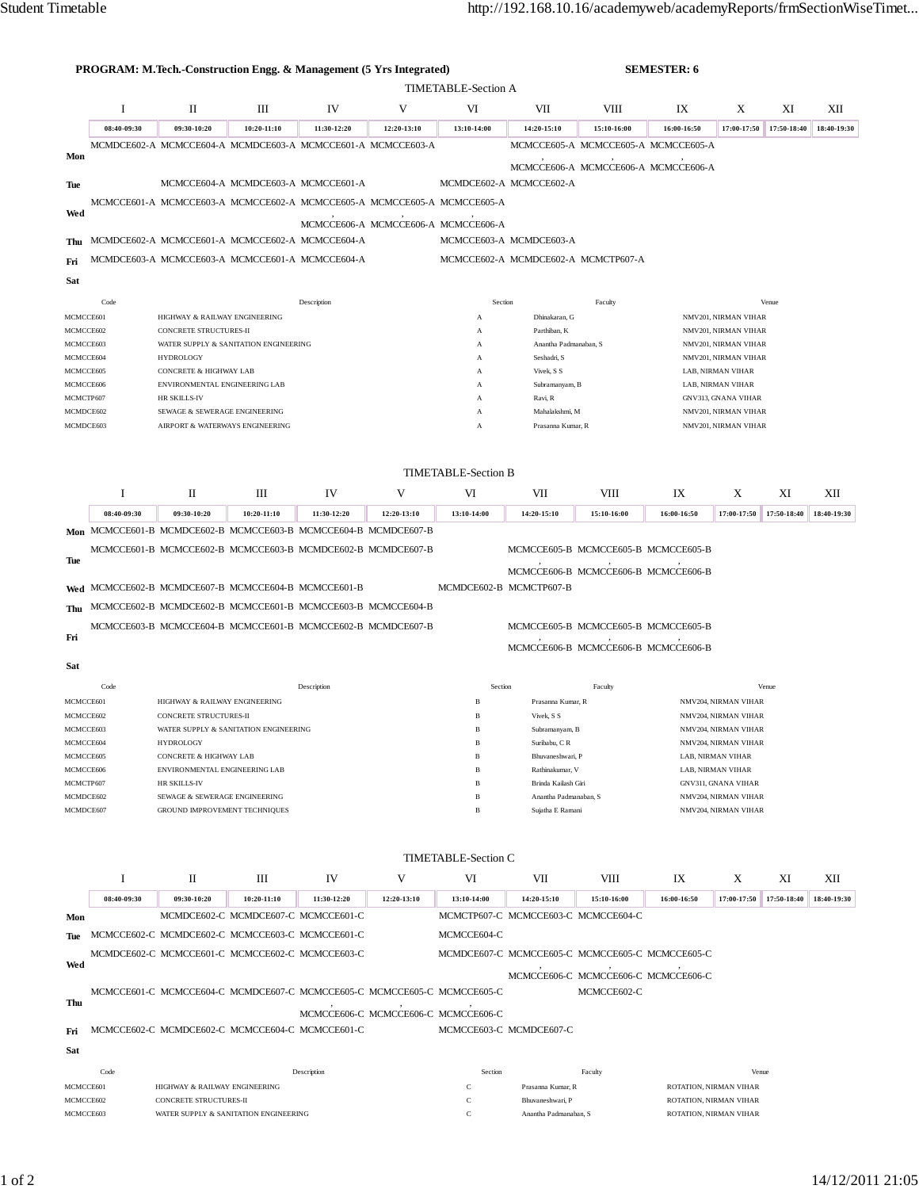**PROGRAM: M.Tech.-Construction Engg. & Management (5 Yrs Integrated)** **SEMESTER: 6**

## TIMETABLE-Section A

| | I | II | III | IV | V | VI | VII | VIII | IX | X | XI | XII |
|---|---|---|---|---|---|---|---|---|---|---|---|---|
| | 08:40-09:30 | 09:30-10:20 | 10:20-11:10 | 11:30-12:20 | 12:20-13:10 | 13:10-14:00 | 14:20-15:10 | 15:10-16:00 | 16:00-16:50 | 17:00-17:50 | 17:50-18:40 | 18:40-19:30 |
| **Mon** | MCMDCE602-A | MCMCCE604-A | MCMDCE603-A | MCMCCE601-A | MCMCCE603-A | | MCMCCE605-A , MCMCCE606-A | MCMCCE605-A , MCMCCE606-A | MCMCCE605-A , MCMCCE606-A | | | |
| **Tue** | | MCMCCE604-A | MCMDCE603-A | MCMCCE601-A | | MCMDCE602-A | MCMCCE602-A | | | | | |
| **Wed** | MCMCCE601-A | MCMCCE603-A | MCMCCE602-A | MCMCCE605-A , MCMCCE606-A | MCMCCE605-A , MCMCCE606-A | MCMCCE605-A , MCMCCE606-A | | | | | | |
| **Thu** | MCMDCE602-A | MCMCCE601-A | MCMCCE602-A | MCMCCE604-A | | MCMCCE603-A | MCMDCE603-A | | | | | |
| **Fri** | MCMDCE603-A | MCMCCE603-A | MCMCCE601-A | MCMCCE604-A | | MCMCCE602-A | MCMDCE602-A | MCMCTP607-A | | | | |
| **Sat** | | | | | | | | | | | | |

| Code | Description | Section | Faculty | Venue |
|---|---|---|---|---|
| MCMCCE601 | HIGHWAY & RAILWAY ENGINEERING | A | Dhinakaran, G | NMV201, NIRMAN VIHAR |
| MCMCCE602 | CONCRETE STRUCTURES-II | A | Parthiban, K | NMV201, NIRMAN VIHAR |
| MCMCCE603 | WATER SUPPLY & SANITATION ENGINEERING | A | Anantha Padmanaban, S | NMV201, NIRMAN VIHAR |
| MCMCCE604 | HYDROLOGY | A | Seshadri, S | NMV201, NIRMAN VIHAR |
| MCMCCE605 | CONCRETE & HIGHWAY LAB | A | Vivek, S S | LAB, NIRMAN VIHAR |
| MCMCCE606 | ENVIRONMENTAL ENGINEERING LAB | A | Subramanyam, B | LAB, NIRMAN VIHAR |
| MCMCTP607 | HR SKILLS-IV | A | Ravi, R | GNV313, GNANA VIHAR |
| MCMDCE602 | SEWAGE & SEWERAGE ENGINEERING | A | Mahalakshmi, M | NMV201, NIRMAN VIHAR |
| MCMDCE603 | AIRPORT & WATERWAYS ENGINEERING | A | Prasanna Kumar, R | NMV201, NIRMAN VIHAR |

## TIMETABLE-Section B

| | I | II | III | IV | V | VI | VII | VIII | IX | X | XI | XII |
|---|---|---|---|---|---|---|---|---|---|---|---|---|
| | 08:40-09:30 | 09:30-10:20 | 10:20-11:10 | 11:30-12:20 | 12:20-13:10 | 13:10-14:00 | 14:20-15:10 | 15:10-16:00 | 16:00-16:50 | 17:00-17:50 | 17:50-18:40 | 18:40-19:30 |
| **Mon** | MCMCCE601-B | MCMDCE602-B | MCMCCE603-B | MCMCCE604-B | MCMDCE607-B | | | | | | | |
| **Tue** | MCMCCE601-B | MCMDCE602-B | MCMCCE603-B | MCMDCE602-B | MCMDCE607-B | | MCMCCE605-B , MCMCCE606-B | MCMCCE605-B , MCMCCE606-B | MCMCCE605-B , MCMCCE606-B | | | |
| **Wed** | MCMCCE602-B | MCMDCE607-B | MCMCCE604-B | MCMCCE601-B | | MCMDCE602-B | MCMCTP607-B | | | | | |
| **Thu** | MCMCCE602-B | MCMDCE602-B | MCMCCE601-B | MCMCCE603-B | MCMCCE604-B | | | | | | | |
| **Fri** | MCMCCE603-B | MCMCCE604-B | MCMCCE601-B | MCMCCE602-B | MCMDCE607-B | | MCMCCE605-B , MCMCCE606-B | MCMCCE605-B , MCMCCE606-B | MCMCCE605-B , MCMCCE606-B | | | |
| **Sat** | | | | | | | | | | | | |

| Code | Description | Section | Faculty | Venue |
|---|---|---|---|---|
| MCMCCE601 | HIGHWAY & RAILWAY ENGINEERING | B | Prasanna Kumar, R | NMV204, NIRMAN VIHAR |
| MCMCCE602 | CONCRETE STRUCTURES-II | B | Vivek, S S | NMV204, NIRMAN VIHAR |
| MCMCCE603 | WATER SUPPLY & SANITATION ENGINEERING | B | Subramanyam, B | NMV204, NIRMAN VIHAR |
| MCMCCE604 | HYDROLOGY | B | Suribabu, C R | NMV204, NIRMAN VIHAR |
| MCMCCE605 | CONCRETE & HIGHWAY LAB | B | Bhuvaneshwari, P | LAB, NIRMAN VIHAR |
| MCMCCE606 | ENVIRONMENTAL ENGINEERING LAB | B | Rathinakumar, V | LAB, NIRMAN VIHAR |
| MCMCTP607 | HR SKILLS-IV | B | Brinda Kailash Giri | GNV311, GNANA VIHAR |
| MCMDCE602 | SEWAGE & SEWERAGE ENGINEERING | B | Anantha Padmanaban, S | NMV204, NIRMAN VIHAR |
| MCMDCE607 | GROUND IMPROVEMENT TECHNIQUES | B | Sujatha E Ramani | NMV204, NIRMAN VIHAR |

## TIMETABLE-Section C

| | I | II | III | IV | V | VI | VII | VIII | IX | X | XI | XII |
|---|---|---|---|---|---|---|---|---|---|---|---|---|
| | 08:40-09:30 | 09:30-10:20 | 10:20-11:10 | 11:30-12:20 | 12:20-13:10 | 13:10-14:00 | 14:20-15:10 | 15:10-16:00 | 16:00-16:50 | 17:00-17:50 | 17:50-18:40 | 18:40-19:30 |
| **Mon** | | MCMDCE602-C | MCMDCE607-C | MCMCCE601-C | | MCMCTP607-C | MCMCCE603-C | MCMCCE604-C | | | | |
| **Tue** | MCMCCE602-C | MCMDCE602-C | MCMCCE603-C | MCMCCE601-C | | MCMCCE604-C | | | | | | |
| **Wed** | MCMDCE602-C | MCMCCE601-C | MCMCCE602-C | MCMCCE603-C | | MCMDCE607-C | MCMCCE605-C , MCMCCE606-C | MCMCCE605-C , MCMCCE606-C | MCMCCE605-C , MCMCCE606-C | | | |
| **Thu** | MCMCCE601-C | MCMCCE604-C | MCMDCE607-C | MCMCCE605-C , MCMCCE606-C | MCMCCE605-C , MCMCCE606-C | MCMCCE605-C , MCMCCE606-C | | MCMCCE602-C | | | | |
| **Fri** | MCMCCE602-C | MCMDCE602-C | MCMCCE604-C | MCMCCE601-C | | MCMCCE603-C | MCMDCE607-C | | | | | |
| **Sat** | | | | | | | | | | | | |

| Code | Description | Section | Faculty | Venue |
|---|---|---|---|---|
| MCMCCE601 | HIGHWAY & RAILWAY ENGINEERING | C | Prasanna Kumar, R | ROTATION, NIRMAN VIHAR |
| MCMCCE602 | CONCRETE STRUCTURES-II | C | Bhuvaneshwari, P | ROTATION, NIRMAN VIHAR |
| MCMCCE603 | WATER SUPPLY & SANITATION ENGINEERING | C | Anantha Padmanaban, S | ROTATION, NIRMAN VIHAR |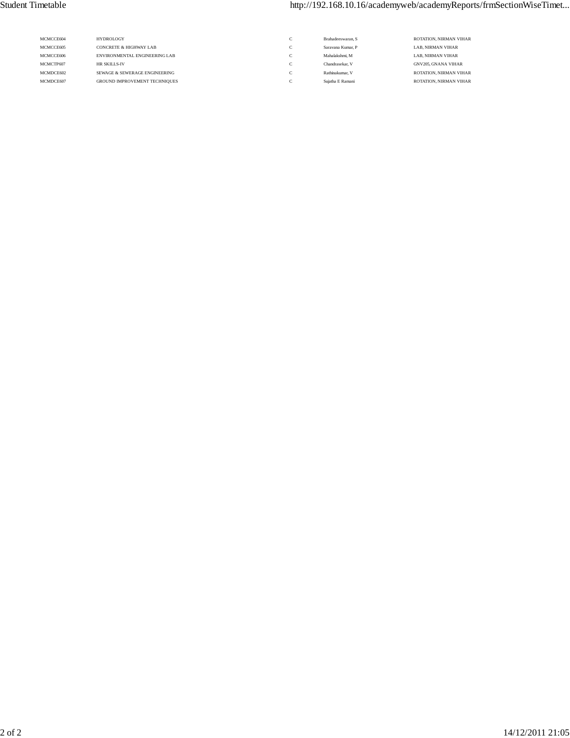| | | | | |
|---|---|---|---|---|
| MCMCCE604 | HYDROLOGY | C | Brahadeeswaran, S | ROTATION, NIRMAN VIHAR |
| MCMCCE605 | CONCRETE & HIGHWAY LAB | C | Saravana Kumar, P | LAB, NIRMAN VIHAR |
| MCMCCE606 | ENVIRONMENTAL ENGINEERING LAB | C | Mahalakshmi, M | LAB, NIRMAN VIHAR |
| MCMCTP607 | HR SKILLS-IV | C | Chandrasekar, V | GNV205, GNANA VIHAR |
| MCMDCE602 | SEWAGE & SEWERAGE ENGINEERING | C | Rathinakumar, V | ROTATION, NIRMAN VIHAR |
| MCMDCE607 | GROUND IMPROVEMENT TECHNIQUES | C | Sujatha E Ramani | ROTATION, NIRMAN VIHAR |